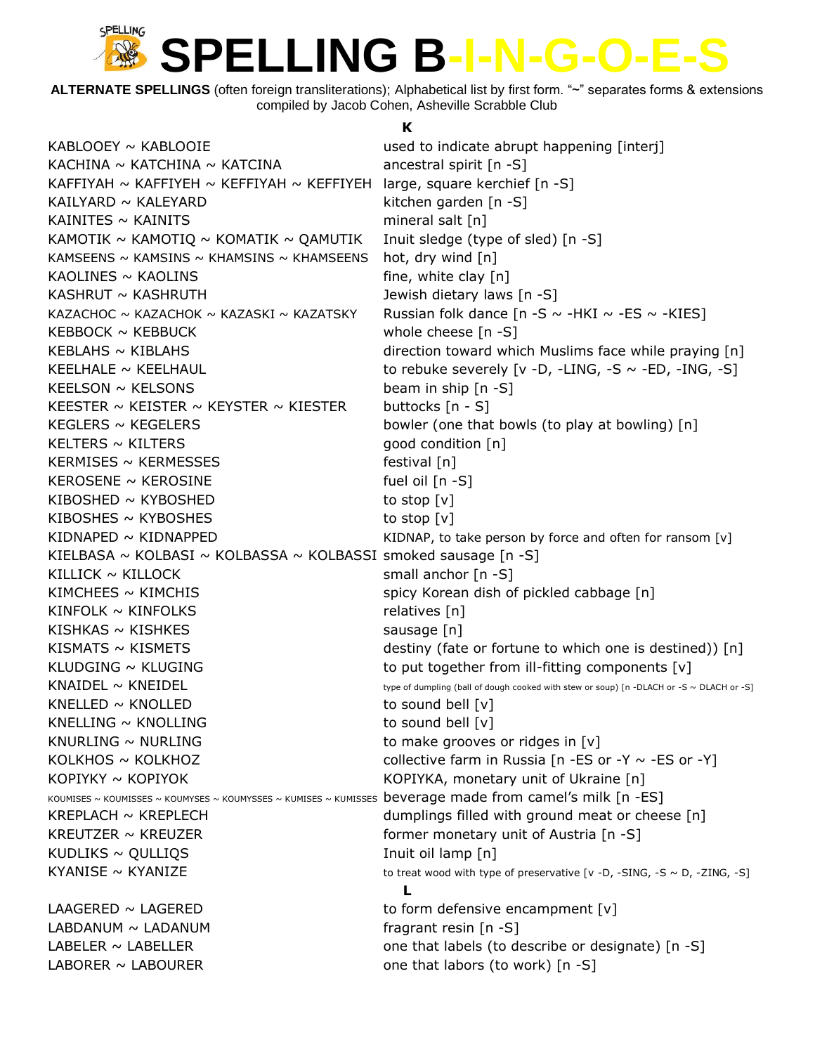# SPELLING B-I-N-G-O-E-S

**ALTERNATE SPELLINGS** (often foreign transliterations); Alphabetical list by first form. "~" separates forms & extensions
compiled by Jacob Cohen, Asheville Scrabble Club

## K

| | |
|---|---|
| KABLOOEY ~ KABLOOIE | used to indicate abrupt happening [interj] |
| KACHINA ~ KATCHINA ~ KATCINA | ancestral spirit [n -S] |
| KAFFIYAH ~ KAFFIYEH ~ KEFFIYAH ~ KEFFIYEH | large, square kerchief [n -S] |
| KAILYARD ~ KALEYARD | kitchen garden [n -S] |
| KAINITES ~ KAINITS | mineral salt [n] |
| KAMOTIK ~ KAMOTIQ ~ KOMATIK ~ QAMUTIK | Inuit sledge (type of sled) [n -S] |
| KAMSEENS ~ KAMSINS ~ KHAMSINS ~ KHAMSEENS | hot, dry wind [n] |
| KAOLINES ~ KAOLINS | fine, white clay [n] |
| KASHRUT ~ KASHRUTH | Jewish dietary laws [n -S] |
| KAZACHOC ~ KAZACHOK ~ KAZASKI ~ KAZATSKY | Russian folk dance [n -S ~ -HKI ~ -ES ~ -KIES] |
| KEBBOCK ~ KEBBUCK | whole cheese [n -S] |
| KEBLAHS ~ KIBLAHS | direction toward which Muslims face while praying [n] |
| KEELHALE ~ KEELHAUL | to rebuke severely [v -D, -LING, -S ~ -ED, -ING, -S] |
| KEELSON ~ KELSONS | beam in ship [n -S] |
| KEESTER ~ KEISTER ~ KEYSTER ~ KIESTER | buttocks [n - S] |
| KEGLERS ~ KEGELERS | bowler (one that bowls (to play at bowling) [n] |
| KELTERS ~ KILTERS | good condition [n] |
| KERMISES ~ KERMESSES | festival [n] |
| KEROSENE ~ KEROSINE | fuel oil [n -S] |
| KIBOSHED ~ KYBOSHED | to stop [v] |
| KIBOSHES ~ KYBOSHES | to stop [v] |
| KIDNAPED ~ KIDNAPPED | KIDNAP, to take person by force and often for ransom [v] |
| KIELBASA ~ KOLBASI ~ KOLBASSA ~ KOLBASSI | smoked sausage [n -S] |
| KILLICK ~ KILLOCK | small anchor [n -S] |
| KIMCHEES ~ KIMCHIS | spicy Korean dish of pickled cabbage [n] |
| KINFOLK ~ KINFOLKS | relatives [n] |
| KISHKAS ~ KISHKES | sausage [n] |
| KISMATS ~ KISMETS | destiny (fate or fortune to which one is destined)) [n] |
| KLUDGING ~ KLUGING | to put together from ill-fitting components [v] |
| KNAIDEL ~ KNEIDEL | type of dumpling (ball of dough cooked with stew or soup) [n -DLACH or -S ~ DLACH or -S] |
| KNELLED ~ KNOLLED | to sound bell [v] |
| KNELLING ~ KNOLLING | to sound bell [v] |
| KNURLING ~ NURLING | to make grooves or ridges in [v] |
| KOLKHOS ~ KOLKHOZ | collective farm in Russia [n -ES or -Y ~ -ES or -Y] |
| KOPIYKY ~ KOPIYOK | KOPIYKA, monetary unit of Ukraine [n] |
| KOUMISES ~ KOUMISSES ~ KOUMYSES ~ KOUMYSSES ~ KUMISES ~ KUMISSES | beverage made from camel's milk [n -ES] |
| KREPLACH ~ KREPLECH | dumplings filled with ground meat or cheese [n] |
| KREUTZER ~ KREUZER | former monetary unit of Austria [n -S] |
| KUDLIKS ~ QULLIQS | Inuit oil lamp [n] |
| KYANISE ~ KYANIZE | to treat wood with type of preservative [v -D, -SING, -S ~ D, -ZING, -S] |

## L

| | |
|---|---|
| LAAGERED ~ LAGERED | to form defensive encampment [v] |
| LABDANUM ~ LADANUM | fragrant resin [n -S] |
| LABELER ~ LABELLER | one that labels (to describe or designate) [n -S] |
| LABORER ~ LABOURER | one that labors (to work) [n -S] |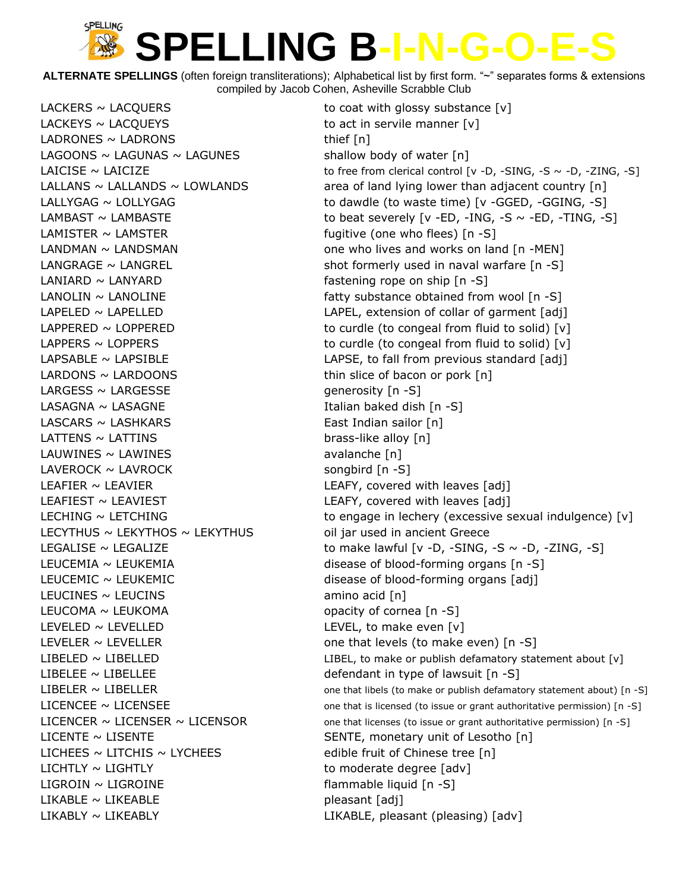# SPELLING B-I-N-G-O-E-S

**ALTERNATE SPELLINGS** (often foreign transliterations); Alphabetical list by first form. "~" separates forms & extensions compiled by Jacob Cohen, Asheville Scrabble Club

| | |
|---|---|
| LACKERS ~ LACQUERS | to coat with glossy substance [v] |
| LACKEYS ~ LACQUEYS | to act in servile manner [v] |
| LADRONES ~ LADRONS | thief [n] |
| LAGOONS ~ LAGUNAS ~ LAGUNES | shallow body of water [n] |
| LAICISE ~ LAICIZE | to free from clerical control [v -D, -SING, -S ~ -D, -ZING, -S] |
| LALLANS ~ LALLANDS ~ LOWLANDS | area of land lying lower than adjacent country [n] |
| LALLYGAG ~ LOLLYGAG | to dawdle (to waste time) [v -GGED, -GGING, -S] |
| LAMBAST ~ LAMBASTE | to beat severely [v -ED, -ING, -S ~ -ED, -TING, -S] |
| LAMISTER ~ LAMSTER | fugitive (one who flees) [n -S] |
| LANDMAN ~ LANDSMAN | one who lives and works on land [n -MEN] |
| LANGRAGE ~ LANGREL | shot formerly used in naval warfare [n -S] |
| LANIARD ~ LANYARD | fastening rope on ship [n -S] |
| LANOLIN ~ LANOLINE | fatty substance obtained from wool [n -S] |
| LAPELED ~ LAPELLED | LAPEL, extension of collar of garment [adj] |
| LAPPERED ~ LOPPERED | to curdle (to congeal from fluid to solid) [v] |
| LAPPERS ~ LOPPERS | to curdle (to congeal from fluid to solid) [v] |
| LAPSABLE ~ LAPSIBLE | LAPSE, to fall from previous standard [adj] |
| LARDONS ~ LARDOONS | thin slice of bacon or pork [n] |
| LARGESS ~ LARGESSE | generosity [n -S] |
| LASAGNA ~ LASAGNE | Italian baked dish [n -S] |
| LASCARS ~ LASHKARS | East Indian sailor [n] |
| LATTENS ~ LATTINS | brass-like alloy [n] |
| LAUWINES ~ LAWINES | avalanche [n] |
| LAVEROCK ~ LAVROCK | songbird [n -S] |
| LEAFIER ~ LEAVIER | LEAFY, covered with leaves [adj] |
| LEAFIEST ~ LEAVIEST | LEAFY, covered with leaves [adj] |
| LECHING ~ LETCHING | to engage in lechery (excessive sexual indulgence) [v] |
| LECYTHUS ~ LEKYTHOS ~ LEKYTHUS | oil jar used in ancient Greece |
| LEGALISE ~ LEGALIZE | to make lawful [v -D, -SING, -S ~ -D, -ZING, -S] |
| LEUCEMIA ~ LEUKEMIA | disease of blood-forming organs [n -S] |
| LEUCEMIC ~ LEUKEMIC | disease of blood-forming organs [adj] |
| LEUCINES ~ LEUCINS | amino acid [n] |
| LEUCOMA ~ LEUKOMA | opacity of cornea [n -S] |
| LEVELED ~ LEVELLED | LEVEL, to make even [v] |
| LEVELER ~ LEVELLER | one that levels (to make even) [n -S] |
| LIBELED ~ LIBELLED | LIBEL, to make or publish defamatory statement about [v] |
| LIBELEE ~ LIBELLEE | defendant in type of lawsuit [n -S] |
| LIBELER ~ LIBELLER | one that libels (to make or publish defamatory statement about) [n -S] |
| LICENCEE ~ LICENSEE | one that is licensed (to issue or grant authoritative permission) [n -S] |
| LICENCER ~ LICENSER ~ LICENSOR | one that licenses (to issue or grant authoritative permission) [n -S] |
| LICENTE ~ LISENTE | SENTE, monetary unit of Lesotho [n] |
| LICHEES ~ LITCHIS ~ LYCHEES | edible fruit of Chinese tree [n] |
| LICHTLY ~ LIGHTLY | to moderate degree [adv] |
| LIGROIN ~ LIGROINE | flammable liquid [n -S] |
| LIKABLE ~ LIKEABLE | pleasant [adj] |
| LIKABLY ~ LIKEABLY | LIKABLE, pleasant (pleasing) [adv] |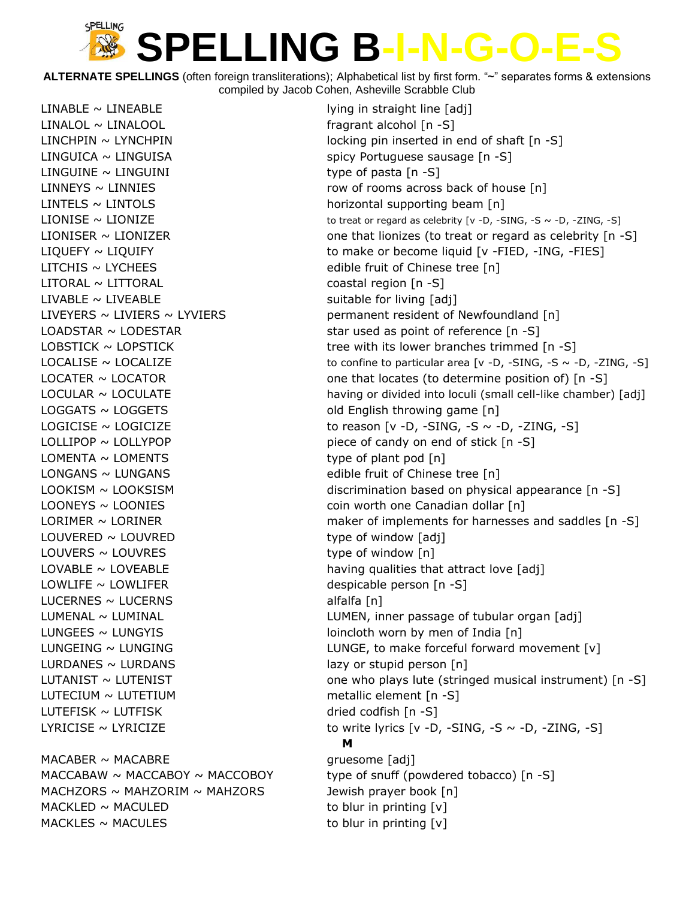# SPELLING B-I-N-G-O-E-S

**ALTERNATE SPELLINGS** (often foreign transliterations); Alphabetical list by first form. "~" separates forms & extensions compiled by Jacob Cohen, Asheville Scrabble Club

| | |
|---|---|
| LINABLE ~ LINEABLE | lying in straight line [adj] |
| LINALOL ~ LINALOOL | fragrant alcohol [n -S] |
| LINCHPIN ~ LYNCHPIN | locking pin inserted in end of shaft [n -S] |
| LINGUICA ~ LINGUISA | spicy Portuguese sausage [n -S] |
| LINGUINE ~ LINGUINI | type of pasta [n -S] |
| LINNEYS ~ LINNIES | row of rooms across back of house [n] |
| LINTELS ~ LINTOLS | horizontal supporting beam [n] |
| LIONISE ~ LIONIZE | to treat or regard as celebrity [v -D, -SING, -S ~ -D, -ZING, -S] |
| LIONISER ~ LIONIZER | one that lionizes (to treat or regard as celebrity [n -S] |
| LIQUEFY ~ LIQUIFY | to make or become liquid [v -FIED, -ING, -FIES] |
| LITCHIS ~ LYCHEES | edible fruit of Chinese tree [n] |
| LITORAL ~ LITTORAL | coastal region [n -S] |
| LIVABLE ~ LIVEABLE | suitable for living [adj] |
| LIVEYERS ~ LIVIERS ~ LYVIERS | permanent resident of Newfoundland [n] |
| LOADSTAR ~ LODESTAR | star used as point of reference [n -S] |
| LOBSTICK ~ LOPSTICK | tree with its lower branches trimmed [n -S] |
| LOCALISE ~ LOCALIZE | to confine to particular area [v -D, -SING, -S ~ -D, -ZING, -S] |
| LOCATER ~ LOCATOR | one that locates (to determine position of) [n -S] |
| LOCULAR ~ LOCULATE | having or divided into loculi (small cell-like chamber) [adj] |
| LOGGATS ~ LOGGETS | old English throwing game [n] |
| LOGICISE ~ LOGICIZE | to reason [v -D, -SING, -S ~ -D, -ZING, -S] |
| LOLLIPOP ~ LOLLYPOP | piece of candy on end of stick [n -S] |
| LOMENTA ~ LOMENTS | type of plant pod [n] |
| LONGANS ~ LUNGANS | edible fruit of Chinese tree [n] |
| LOOKISM ~ LOOKSISM | discrimination based on physical appearance [n -S] |
| LOONEYS ~ LOONIES | coin worth one Canadian dollar [n] |
| LORIMER ~ LORINER | maker of implements for harnesses and saddles [n -S] |
| LOUVERED ~ LOUVRED | type of window [adj] |
| LOUVERS ~ LOUVRES | type of window [n] |
| LOVABLE ~ LOVEABLE | having qualities that attract love [adj] |
| LOWLIFE ~ LOWLIFER | despicable person [n -S] |
| LUCERNES ~ LUCERNS | alfalfa [n] |
| LUMENAL ~ LUMINAL | LUMEN, inner passage of tubular organ [adj] |
| LUNGEES ~ LUNGYIS | loincloth worn by men of India [n] |
| LUNGEING ~ LUNGING | LUNGE, to make forceful forward movement [v] |
| LURDANES ~ LURDANS | lazy or stupid person [n] |
| LUTANIST ~ LUTENIST | one who plays lute (stringed musical instrument) [n -S] |
| LUTECIUM ~ LUTETIUM | metallic element [n -S] |
| LUTEFISK ~ LUTFISK | dried codfish [n -S] |
| LYRICISE ~ LYRICIZE | to write lyrics [v -D, -SING, -S ~ -D, -ZING, -S] |

**M**

| | |
|---|---|
| MACABER ~ MACABRE | gruesome [adj] |
| MACCABAW ~ MACCABOY ~ MACCOBOY | type of snuff (powdered tobacco) [n -S] |
| MACHZORS ~ MAHZORIM ~ MAHZORS | Jewish prayer book [n] |
| MACKLED ~ MACULED | to blur in printing [v] |
| MACKLES ~ MACULES | to blur in printing [v] |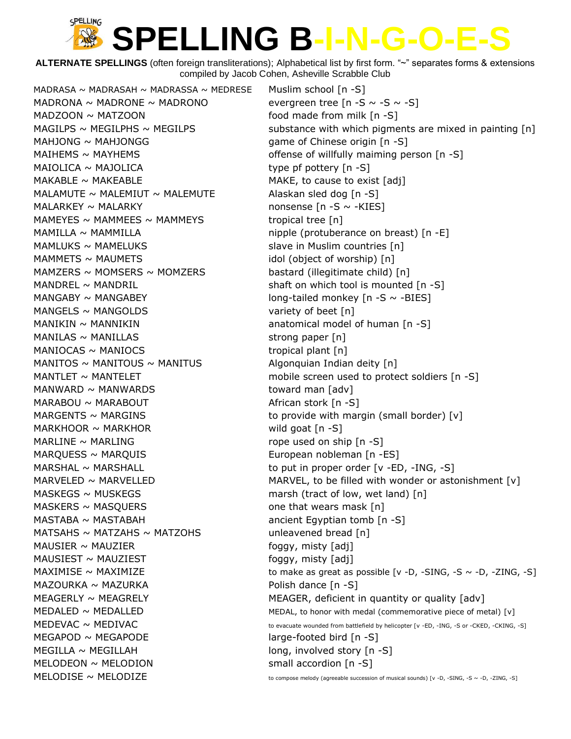# SPELLING B-I-N-G-O-E-S

**ALTERNATE SPELLINGS** (often foreign transliterations); Alphabetical list by first form. "~" separates forms & extensions compiled by Jacob Cohen, Asheville Scrabble Club

| | |
|---|---|
| MADRASA ~ MADRASAH ~ MADRASSA ~ MEDRESE | Muslim school [n -S] |
| MADRONA ~ MADRONE ~ MADRONO | evergreen tree [n -S ~ -S ~ -S] |
| MADZOON ~ MATZOON | food made from milk [n -S] |
| MAGILPS ~ MEGILPHS ~ MEGILPS | substance with which pigments are mixed in painting [n] |
| MAHJONG ~ MAHJONGG | game of Chinese origin [n -S] |
| MAIHEMS ~ MAYHEMS | offense of willfully maiming person [n -S] |
| MAIOLICA ~ MAJOLICA | type pf pottery [n -S] |
| MAKABLE ~ MAKEABLE | MAKE, to cause to exist [adj] |
| MALAMUTE ~ MALEMIUT ~ MALEMUTE | Alaskan sled dog [n -S] |
| MALARKEY ~ MALARKY | nonsense [n -S ~ -KIES] |
| MAMEYES ~ MAMMEES ~ MAMMEYS | tropical tree [n] |
| MAMILLA ~ MAMMILLA | nipple (protuberance on breast) [n -E] |
| MAMLUKS ~ MAMELUKS | slave in Muslim countries [n] |
| MAMMETS ~ MAUMETS | idol (object of worship) [n] |
| MAMZERS ~ MOMSERS ~ MOMZERS | bastard (illegitimate child) [n] |
| MANDREL ~ MANDRIL | shaft on which tool is mounted [n -S] |
| MANGABY ~ MANGABEY | long-tailed monkey [n -S ~ -BIES] |
| MANGELS ~ MANGOLDS | variety of beet [n] |
| MANIKIN ~ MANNIKIN | anatomical model of human [n -S] |
| MANILAS ~ MANILLAS | strong paper [n] |
| MANIOCAS ~ MANIOCS | tropical plant [n] |
| MANITOS ~ MANITOUS ~ MANITUS | Algonquian Indian deity [n] |
| MANTLET ~ MANTELET | mobile screen used to protect soldiers [n -S] |
| MANWARD ~ MANWARDS | toward man [adv] |
| MARABOU ~ MARABOUT | African stork [n -S] |
| MARGENTS ~ MARGINS | to provide with margin (small border) [v] |
| MARKHOOR ~ MARKHOR | wild goat [n -S] |
| MARLINE ~ MARLING | rope used on ship [n -S] |
| MARQUESS ~ MARQUIS | European nobleman [n -ES] |
| MARSHAL ~ MARSHALL | to put in proper order [v -ED, -ING, -S] |
| MARVELED ~ MARVELLED | MARVEL, to be filled with wonder or astonishment [v] |
| MASKEGS ~ MUSKEGS | marsh (tract of low, wet land) [n] |
| MASKERS ~ MASQUERS | one that wears mask [n] |
| MASTABA ~ MASTABAH | ancient Egyptian tomb [n -S] |
| MATSAHS ~ MATZAHS ~ MATZOHS | unleavened bread [n] |
| MAUSIER ~ MAUZIER | foggy, misty [adj] |
| MAUSIEST ~ MAUZIEST | foggy, misty [adj] |
| MAXIMISE ~ MAXIMIZE | to make as great as possible [v -D, -SING, -S ~ -D, -ZING, -S] |
| MAZOURKA ~ MAZURKA | Polish dance [n -S] |
| MEAGERLY ~ MEAGRELY | MEAGER, deficient in quantity or quality [adv] |
| MEDALED ~ MEDALLED | MEDAL, to honor with medal (commemorative piece of metal) [v] |
| MEDEVAC ~ MEDIVAC | to evacuate wounded from battlefield by helicopter [v -ED, -ING, -S or -CKED, -CKING, -S] |
| MEGAPOD ~ MEGAPODE | large-footed bird [n -S] |
| MEGILLA ~ MEGILLAH | long, involved story [n -S] |
| MELODEON ~ MELODION | small accordion [n -S] |
| MELODISE ~ MELODIZE | to compose melody (agreeable succession of musical sounds) [v -D, -SING, -S ~ -D, -ZING, -S] |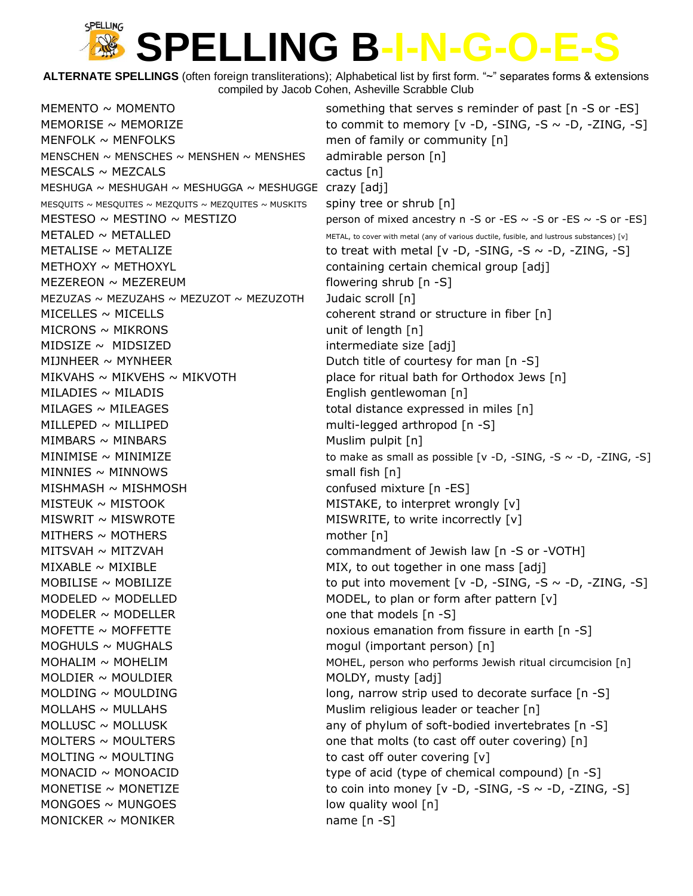# SPELLING B-I-N-G-O-E-S

**ALTERNATE SPELLINGS** (often foreign transliterations); Alphabetical list by first form. "~" separates forms & extensions compiled by Jacob Cohen, Asheville Scrabble Club

| | |
|---|---|
| MEMENTO ~ MOMENTO | something that serves s reminder of past [n -S or -ES] |
| MEMORISE ~ MEMORIZE | to commit to memory [v -D, -SING, -S ~ -D, -ZING, -S] |
| MENFOLK ~ MENFOLKS | men of family or community [n] |
| MENSCHEN ~ MENSCHES ~ MENSHEN ~ MENSHES | admirable person [n] |
| MESCALS ~ MEZCALS | cactus [n] |
| MESHUGA ~ MESHUGAH ~ MESHUGGA ~ MESHUGGE | crazy [adj] |
| MESQUITS ~ MESQUITES ~ MEZQUITS ~ MEZQUITES ~ MUSKITS | spiny tree or shrub [n] |
| MESTESO ~ MESTINO ~ MESTIZO | person of mixed ancestry n -S or -ES ~ -S or -ES ~ -S or -ES] |
| METALED ~ METALLED | METAL, to cover with metal (any of various ductile, fusible, and lustrous substances) [v] |
| METALISE ~ METALIZE | to treat with metal [v -D, -SING, -S ~ -D, -ZING, -S] |
| METHOXY ~ METHOXYL | containing certain chemical group [adj] |
| MEZEREON ~ MEZEREUM | flowering shrub [n -S] |
| MEZUZAS ~ MEZUZAHS ~ MEZUZOT ~ MEZUZOTH | Judaic scroll [n] |
| MICELLES ~ MICELLS | coherent strand or structure in fiber [n] |
| MICRONS ~ MIKRONS | unit of length [n] |
| MIDSIZE ~ MIDSIZED | intermediate size [adj] |
| MIJNHEER ~ MYNHEER | Dutch title of courtesy for man [n -S] |
| MIKVAHS ~ MIKVEHS ~ MIKVOTH | place for ritual bath for Orthodox Jews [n] |
| MILADIES ~ MILADIS | English gentlewoman [n] |
| MILAGES ~ MILEAGES | total distance expressed in miles [n] |
| MILLEPED ~ MILLIPED | multi-legged arthropod [n -S] |
| MIMBARS ~ MINBARS | Muslim pulpit [n] |
| MINIMISE ~ MINIMIZE | to make as small as possible [v -D, -SING, -S ~ -D, -ZING, -S] |
| MINNIES ~ MINNOWS | small fish [n] |
| MISHMASH ~ MISHMOSH | confused mixture [n -ES] |
| MISTEUK ~ MISTOOK | MISTAKE, to interpret wrongly [v] |
| MISWRIT ~ MISWROTE | MISWRITE, to write incorrectly [v] |
| MITHERS ~ MOTHERS | mother [n] |
| MITSVAH ~ MITZVAH | commandment of Jewish law [n -S or -VOTH] |
| MIXABLE ~ MIXIBLE | MIX, to out together in one mass [adj] |
| MOBILISE ~ MOBILIZE | to put into movement [v -D, -SING, -S ~ -D, -ZING, -S] |
| MODELED ~ MODELLED | MODEL, to plan or form after pattern [v] |
| MODELER ~ MODELLER | one that models [n -S] |
| MOFETTE ~ MOFFETTE | noxious emanation from fissure in earth [n -S] |
| MOGHULS ~ MUGHALS | mogul (important person) [n] |
| MOHALIM ~ MOHELIM | MOHEL, person who performs Jewish ritual circumcision [n] |
| MOLDIER ~ MOULDIER | MOLDY, musty [adj] |
| MOLDING ~ MOULDING | long, narrow strip used to decorate surface [n -S] |
| MOLLAHS ~ MULLAHS | Muslim religious leader or teacher [n] |
| MOLLUSC ~ MOLLUSK | any of phylum of soft-bodied invertebrates [n -S] |
| MOLTERS ~ MOULTERS | one that molts (to cast off outer covering) [n] |
| MOLTING ~ MOULTING | to cast off outer covering [v] |
| MONACID ~ MONOACID | type of acid (type of chemical compound) [n -S] |
| MONETISE ~ MONETIZE | to coin into money [v -D, -SING, -S ~ -D, -ZING, -S] |
| MONGOES ~ MUNGOES | low quality wool [n] |
| MONICKER ~ MONIKER | name [n -S] |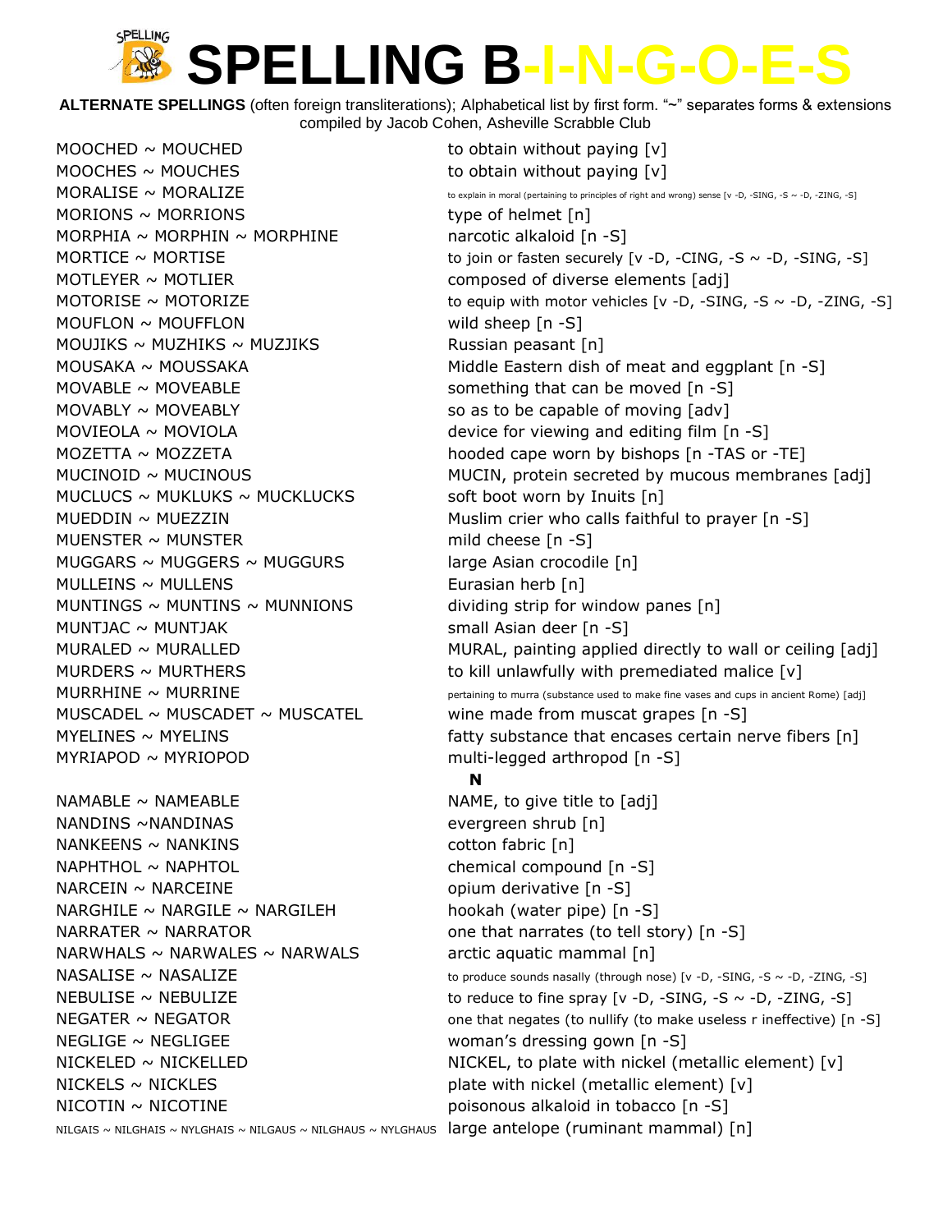# SPELLING B-I-N-G-O-E-S

**ALTERNATE SPELLINGS** (often foreign transliterations); Alphabetical list by first form. "~" separates forms & extensions
compiled by Jacob Cohen, Asheville Scrabble Club

| | |
|---|---|
| MOOCHED ~ MOUCHED | to obtain without paying [v] |
| MOOCHES ~ MOUCHES | to obtain without paying [v] |
| MORALISE ~ MORALIZE | to explain in moral (pertaining to principles of right and wrong) sense [v -D, -SING, -S ~ -D, -ZING, -S] |
| MORIONS ~ MORRIONS | type of helmet [n] |
| MORPHIA ~ MORPHIN ~ MORPHINE | narcotic alkaloid [n -S] |
| MORTICE ~ MORTISE | to join or fasten securely [v -D, -CING, -S ~ -D, -SING, -S] |
| MOTLEYER ~ MOTLIER | composed of diverse elements [adj] |
| MOTORISE ~ MOTORIZE | to equip with motor vehicles [v -D, -SING, -S ~ -D, -ZING, -S] |
| MOUFLON ~ MOUFFLON | wild sheep [n -S] |
| MOUJIKS ~ MUZHIKS ~ MUZJIKS | Russian peasant [n] |
| MOUSAKA ~ MOUSSAKA | Middle Eastern dish of meat and eggplant [n -S] |
| MOVABLE ~ MOVEABLE | something that can be moved [n -S] |
| MOVABLY ~ MOVEABLY | so as to be capable of moving [adv] |
| MOVIEOLA ~ MOVIOLA | device for viewing and editing film [n -S] |
| MOZETTA ~ MOZZETA | hooded cape worn by bishops [n -TAS or -TE] |
| MUCINOID ~ MUCINOUS | MUCIN, protein secreted by mucous membranes [adj] |
| MUCLUCS ~ MUKLUKS ~ MUCKLUCKS | soft boot worn by Inuits [n] |
| MUEDDIN ~ MUEZZIN | Muslim crier who calls faithful to prayer [n -S] |
| MUENSTER ~ MUNSTER | mild cheese [n -S] |
| MUGGARS ~ MUGGERS ~ MUGGURS | large Asian crocodile [n] |
| MULLEINS ~ MULLENS | Eurasian herb [n] |
| MUNTINGS ~ MUNTINS ~ MUNNIONS | dividing strip for window panes [n] |
| MUNTJAC ~ MUNTJAK | small Asian deer [n -S] |
| MURALED ~ MURALLED | MURAL, painting applied directly to wall or ceiling [adj] |
| MURDERS ~ MURTHERS | to kill unlawfully with premediated malice [v] |
| MURRHINE ~ MURRINE | pertaining to murra (substance used to make fine vases and cups in ancient Rome) [adj] |
| MUSCADEL ~ MUSCADET ~ MUSCATEL | wine made from muscat grapes [n -S] |
| MYELINES ~ MYELINS | fatty substance that encases certain nerve fibers [n] |
| MYRIAPOD ~ MYRIOPOD | multi-legged arthropod [n -S] |

**N**

| | |
|---|---|
| NAMABLE ~ NAMEABLE | NAME, to give title to [adj] |
| NANDINS ~NANDINAS | evergreen shrub [n] |
| NANKEENS ~ NANKINS | cotton fabric [n] |
| NAPHTHOL ~ NAPHTOL | chemical compound [n -S] |
| NARCEIN ~ NARCEINE | opium derivative [n -S] |
| NARGHILE ~ NARGILE ~ NARGILEH | hookah (water pipe) [n -S] |
| NARRATER ~ NARRATOR | one that narrates (to tell story) [n -S] |
| NARWHALS ~ NARWALES ~ NARWALS | arctic aquatic mammal [n] |
| NASALISE ~ NASALIZE | to produce sounds nasally (through nose) [v -D, -SING, -S ~ -D, -ZING, -S] |
| NEBULISE ~ NEBULIZE | to reduce to fine spray [v -D, -SING, -S ~ -D, -ZING, -S] |
| NEGATER ~ NEGATOR | one that negates (to nullify (to make useless r ineffective) [n -S] |
| NEGLIGE ~ NEGLIGEE | woman's dressing gown [n -S] |
| NICKELED ~ NICKELLED | NICKEL, to plate with nickel (metallic element) [v] |
| NICKELS ~ NICKLES | plate with nickel (metallic element) [v] |
| NICOTIN ~ NICOTINE | poisonous alkaloid in tobacco [n -S] |
| NILGAIS ~ NILGHAIS ~ NYLGHAIS ~ NILGAUS ~ NILGHAUS ~ NYLGHAUS | large antelope (ruminant mammal) [n] |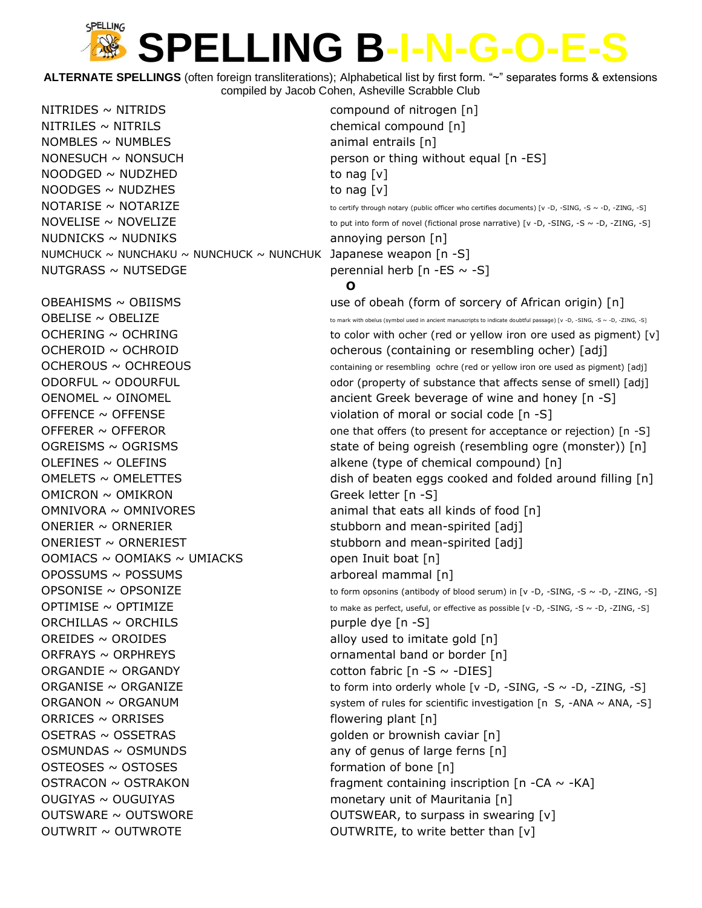# SPELLING B-I-N-G-O-E-S

**ALTERNATE SPELLINGS** (often foreign transliterations); Alphabetical list by first form. "~" separates forms & extensions
compiled by Jacob Cohen, Asheville Scrabble Club

| | |
|---|---|
| NITRIDES ~ NITRIDS | compound of nitrogen [n] |
| NITRILES ~ NITRILS | chemical compound [n] |
| NOMBLES ~ NUMBLES | animal entrails [n] |
| NONESUCH ~ NONSUCH | person or thing without equal [n -ES] |
| NOODGED ~ NUDZHED | to nag [v] |
| NOODGES ~ NUDZHES | to nag [v] |
| NOTARISE ~ NOTARIZE | to certify through notary (public officer who certifies documents) [v -D, -SING, -S ~ -D, -ZING, -S] |
| NOVELISE ~ NOVELIZE | to put into form of novel (fictional prose narrative) [v -D, -SING, -S ~ -D, -ZING, -S] |
| NUDNICKS ~ NUDNIKS | annoying person [n] |
| NUMCHUCK ~ NUNCHAKU ~ NUNCHUCK ~ NUNCHUK | Japanese weapon [n -S] |
| NUTGRASS ~ NUTSEDGE | perennial herb [n -ES ~ -S] |

**O**

| | |
|---|---|
| OBEAHISMS ~ OBIISMS | use of obeah (form of sorcery of African origin) [n] |
| OBELISE ~ OBELIZE | to mark with obelus (symbol used in ancient manuscripts to indicate doubtful passage) [v -D, -SING, -S ~ -D, -ZING, -S] |
| OCHERING ~ OCHRING | to color with ocher (red or yellow iron ore used as pigment) [v] |
| OCHEROID ~ OCHROID | ocherous (containing or resembling ocher) [adj] |
| OCHEROUS ~ OCHREOUS | containing or resembling ochre (red or yellow iron ore used as pigment) [adj] |
| ODORFUL ~ ODOURFUL | odor (property of substance that affects sense of smell) [adj] |
| OENOMEL ~ OINOMEL | ancient Greek beverage of wine and honey [n -S] |
| OFFENCE ~ OFFENSE | violation of moral or social code [n -S] |
| OFFERER ~ OFFEROR | one that offers (to present for acceptance or rejection) [n -S] |
| OGREISMS ~ OGRISMS | state of being ogreish (resembling ogre (monster)) [n] |
| OLEFINES ~ OLEFINS | alkene (type of chemical compound) [n] |
| OMELETS ~ OMELETTES | dish of beaten eggs cooked and folded around filling [n] |
| OMICRON ~ OMIKRON | Greek letter [n -S] |
| OMNIVORA ~ OMNIVORES | animal that eats all kinds of food [n] |
| ONERIER ~ ORNERIER | stubborn and mean-spirited [adj] |
| ONERIEST ~ ORNERIEST | stubborn and mean-spirited [adj] |
| OOMIACS ~ OOMIAKS ~ UMIACKS | open Inuit boat [n] |
| OPOSSUMS ~ POSSUMS | arboreal mammal [n] |
| OPSONISE ~ OPSONIZE | to form opsonins (antibody of blood serum) in [v -D, -SING, -S ~ -D, -ZING, -S] |
| OPTIMISE ~ OPTIMIZE | to make as perfect, useful, or effective as possible [v -D, -SING, -S ~ -D, -ZING, -S] |
| ORCHILLAS ~ ORCHILS | purple dye [n -S] |
| OREIDES ~ OROIDES | alloy used to imitate gold [n] |
| ORFRAYS ~ ORPHREYS | ornamental band or border [n] |
| ORGANDIE ~ ORGANDY | cotton fabric [n -S ~ -DIES] |
| ORGANISE ~ ORGANIZE | to form into orderly whole [v -D, -SING, -S ~ -D, -ZING, -S] |
| ORGANON ~ ORGANUM | system of rules for scientific investigation [n S, -ANA ~ ANA, -S] |
| ORRICES ~ ORRISES | flowering plant [n] |
| OSETRAS ~ OSSETRAS | golden or brownish caviar [n] |
| OSMUNDAS ~ OSMUNDS | any of genus of large ferns [n] |
| OSTEOSES ~ OSTOSES | formation of bone [n] |
| OSTRACON ~ OSTRAKON | fragment containing inscription [n -CA ~ -KA] |
| OUGIYAS ~ OUGUIYAS | monetary unit of Mauritania [n] |
| OUTSWARE ~ OUTSWORE | OUTSWEAR, to surpass in swearing [v] |
| OUTWRIT ~ OUTWROTE | OUTWRITE, to write better than [v] |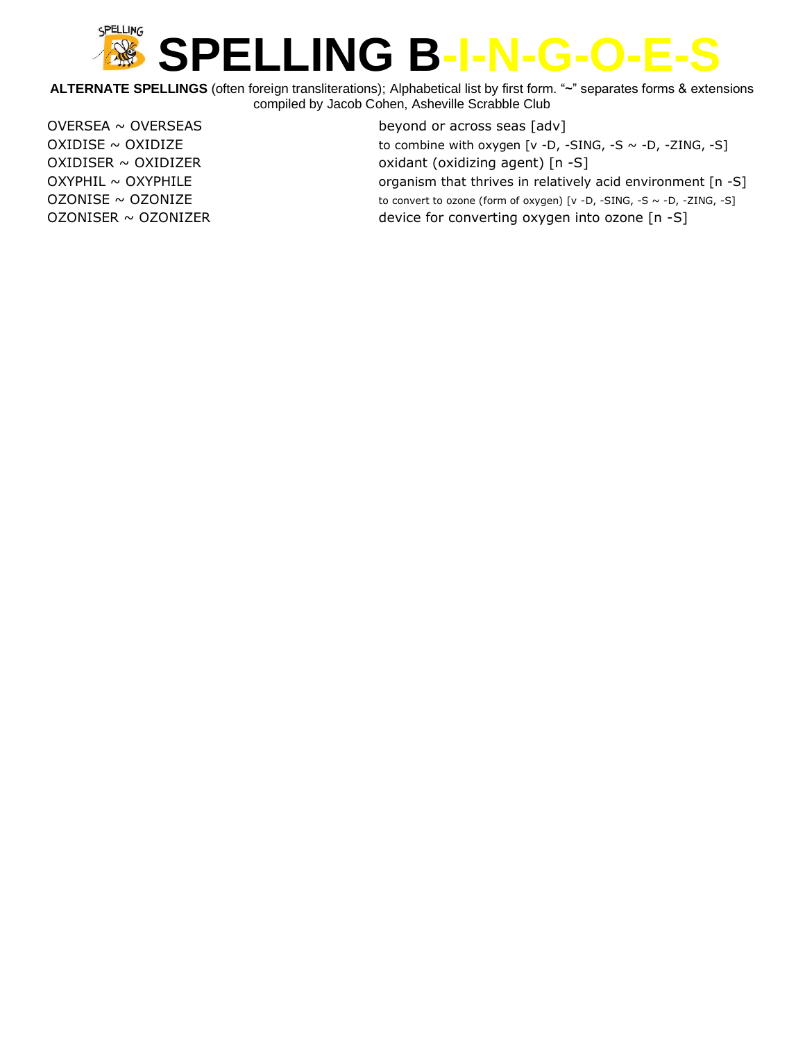# SPELLING B-I-N-G-O-E-S

**ALTERNATE SPELLINGS** (often foreign transliterations); Alphabetical list by first form. "~" separates forms & extensions
compiled by Jacob Cohen, Asheville Scrabble Club

| | |
|---|---|
| OVERSEA ~ OVERSEAS | beyond or across seas [adv] |
| OXIDISE ~ OXIDIZE | to combine with oxygen [v -D, -SING, -S ~ -D, -ZING, -S] |
| OXIDISER ~ OXIDIZER | oxidant (oxidizing agent) [n -S] |
| OXYPHIL ~ OXYPHILE | organism that thrives in relatively acid environment [n -S] |
| OZONISE ~ OZONIZE | to convert to ozone (form of oxygen) [v -D, -SING, -S ~ -D, -ZING, -S] |
| OZONISER ~ OZONIZER | device for converting oxygen into ozone [n -S] |